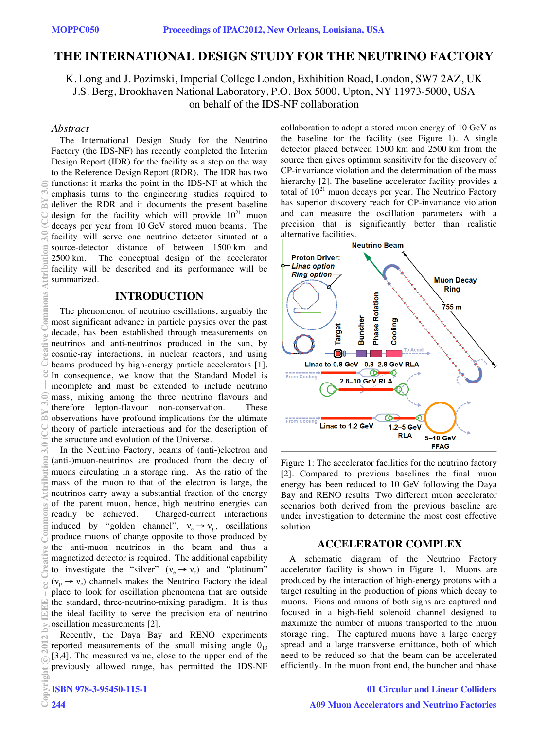# THE INTERNATIONAL DESIGN STUDY FOR THE NEUTRINO FACTORY

K. Long and J. Pozimski, Imperial College London, Exhibition Road, London, SW7 2AZ, UK
J.S. Berg, Brookhaven National Laboratory, P.O. Box 5000, Upton, NY 11973-5000, USA
on behalf of the IDS-NF collaboration

## *Abstract*

The International Design Study for the Neutrino Factory (the IDS-NF) has recently completed the Interim Design Report (IDR) for the facility as a step on the way to the Reference Design Report (RDR). The IDR has two functions: it marks the point in the IDS-NF at which the emphasis turns to the engineering studies required to deliver the RDR and it documents the present baseline design for the facility which will provide $10^{21}$ muon decays per year from 10 GeV stored muon beams. The facility will serve one neutrino detector situated at a source-detector distance of between 1500 km and 2500 km. The conceptual design of the accelerator facility will be described and its performance will be summarized.

## INTRODUCTION

The phenomenon of neutrino oscillations, arguably the most significant advance in particle physics over the past decade, has been established through measurements on neutrinos and anti-neutrinos produced in the sun, by cosmic-ray interactions, in nuclear reactors, and using beams produced by high-energy particle accelerators [1]. In consequence, we know that the Standard Model is incomplete and must be extended to include neutrino mass, mixing among the three neutrino flavours and therefore lepton-flavour non-conservation. These observations have profound implications for the ultimate theory of particle interactions and for the description of the structure and evolution of the Universe.

In the Neutrino Factory, beams of (anti-)electron and (anti-)muon-neutrinos are produced from the decay of muons circulating in a storage ring. As the ratio of the mass of the muon to that of the electron is large, the neutrinos carry away a substantial fraction of the energy of the parent muon, hence, high neutrino energies can readily be achieved. Charged-current interactions induced by "golden channel", $\nu_e \to \nu_\mu$, oscillations produce muons of charge opposite to those produced by the anti-muon neutrinos in the beam and thus a magnetized detector is required. The additional capability to investigate the "silver" ($\nu_e \to \nu_\tau$) and "platinum" ($\nu_\mu \to \nu_e$) channels makes the Neutrino Factory the ideal place to look for oscillation phenomena that are outside the standard, three-neutrino-mixing paradigm. It is thus the ideal facility to serve the precision era of neutrino oscillation measurements [2].

Recently, the Daya Bay and RENO experiments reported measurements of the small mixing angle $\theta_{13}$ [3,4]. The measured value, close to the upper end of the previously allowed range, has permitted the IDS-NF collaboration to adopt a stored muon energy of 10 GeV as the baseline for the facility (see Figure 1). A single detector placed between 1500 km and 2500 km from the source then gives optimum sensitivity for the discovery of CP-invariance violation and the determination of the mass hierarchy [2]. The baseline accelerator facility provides a total of $10^{21}$ muon decays per year. The Neutrino Factory has superior discovery reach for CP-invariance violation and can measure the oscillation parameters with a precision that is significantly better than realistic alternative facilities.

Figure 1: The accelerator facilities for the neutrino factory [2]. Compared to previous baselines the final muon energy has been reduced to 10 GeV following the Daya Bay and RENO results. Two different muon accelerator scenarios both derived from the previous baseline are under investigation to determine the most cost effective solution.

## ACCELERATOR COMPLEX

A schematic diagram of the Neutrino Factory accelerator facility is shown in Figure 1. Muons are produced by the interaction of high-energy protons with a target resulting in the production of pions which decay to muons. Pions and muons of both signs are captured and focused in a high-field solenoid channel designed to maximize the number of muons transported to the muon storage ring. The captured muons have a large energy spread and a large transverse emittance, both of which need to be reduced so that the beam can be accelerated efficiently. In the muon front end, the buncher and phase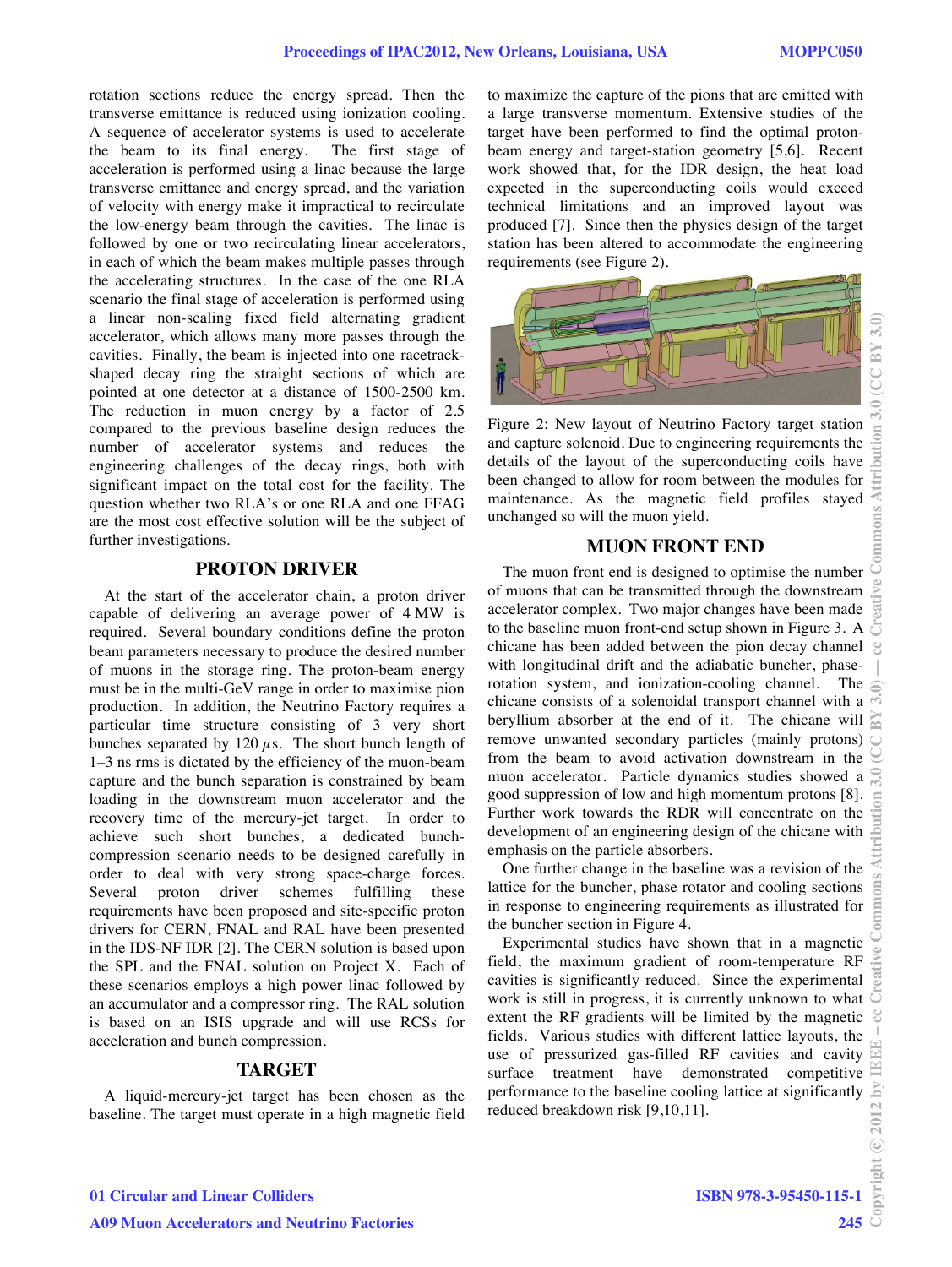rotation sections reduce the energy spread. Then the transverse emittance is reduced using ionization cooling. A sequence of accelerator systems is used to accelerate the beam to its final energy. The first stage of acceleration is performed using a linac because the large transverse emittance and energy spread, and the variation of velocity with energy make it impractical to recirculate the low-energy beam through the cavities. The linac is followed by one or two recirculating linear accelerators, in each of which the beam makes multiple passes through the accelerating structures. In the case of the one RLA scenario the final stage of acceleration is performed using a linear non-scaling fixed field alternating gradient accelerator, which allows many more passes through the cavities. Finally, the beam is injected into one racetrack-shaped decay ring the straight sections of which are pointed at one detector at a distance of 1500-2500 km. The reduction in muon energy by a factor of 2.5 compared to the previous baseline design reduces the number of accelerator systems and reduces the engineering challenges of the decay rings, both with significant impact on the total cost for the facility. The question whether two RLA's or one RLA and one FFAG are the most cost effective solution will be the subject of further investigations.

## PROTON DRIVER

At the start of the accelerator chain, a proton driver capable of delivering an average power of 4 MW is required. Several boundary conditions define the proton beam parameters necessary to produce the desired number of muons in the storage ring. The proton-beam energy must be in the multi-GeV range in order to maximise pion production. In addition, the Neutrino Factory requires a particular time structure consisting of 3 very short bunches separated by 120 $\mu$s. The short bunch length of 1–3 ns rms is dictated by the efficiency of the muon-beam capture and the bunch separation is constrained by beam loading in the downstream muon accelerator and the recovery time of the mercury-jet target. In order to achieve such short bunches, a dedicated bunch-compression scenario needs to be designed carefully in order to deal with very strong space-charge forces. Several proton driver schemes fulfilling these requirements have been proposed and site-specific proton drivers for CERN, FNAL and RAL have been presented in the IDS-NF IDR [2]. The CERN solution is based upon the SPL and the FNAL solution on Project X. Each of these scenarios employs a high power linac followed by an accumulator and a compressor ring. The RAL solution is based on an ISIS upgrade and will use RCSs for acceleration and bunch compression.

## TARGET

A liquid-mercury-jet target has been chosen as the baseline. The target must operate in a high magnetic field to maximize the capture of the pions that are emitted with a large transverse momentum. Extensive studies of the target have been performed to find the optimal proton-beam energy and target-station geometry [5,6]. Recent work showed that, for the IDR design, the heat load expected in the superconducting coils would exceed technical limitations and an improved layout was produced [7]. Since then the physics design of the target station has been altered to accommodate the engineering requirements (see Figure 2).

Figure 2: New layout of Neutrino Factory target station and capture solenoid. Due to engineering requirements the details of the layout of the superconducting coils have been changed to allow for room between the modules for maintenance. As the magnetic field profiles stayed unchanged so will the muon yield.

## MUON FRONT END

The muon front end is designed to optimise the number of muons that can be transmitted through the downstream accelerator complex. Two major changes have been made to the baseline muon front-end setup shown in Figure 3. A chicane has been added between the pion decay channel with longitudinal drift and the adiabatic buncher, phase-rotation system, and ionization-cooling channel. The chicane consists of a solenoidal transport channel with a beryllium absorber at the end of it. The chicane will remove unwanted secondary particles (mainly protons) from the beam to avoid activation downstream in the muon accelerator. Particle dynamics studies showed a good suppression of low and high momentum protons [8]. Further work towards the RDR will concentrate on the development of an engineering design of the chicane with emphasis on the particle absorbers.

One further change in the baseline was a revision of the lattice for the buncher, phase rotator and cooling sections in response to engineering requirements as illustrated for the buncher section in Figure 4.

Experimental studies have shown that in a magnetic field, the maximum gradient of room-temperature RF cavities is significantly reduced. Since the experimental work is still in progress, it is currently unknown to what extent the RF gradients will be limited by the magnetic fields. Various studies with different lattice layouts, the use of pressurized gas-filled RF cavities and cavity surface treatment have demonstrated competitive performance to the baseline cooling lattice at significantly reduced breakdown risk [9,10,11].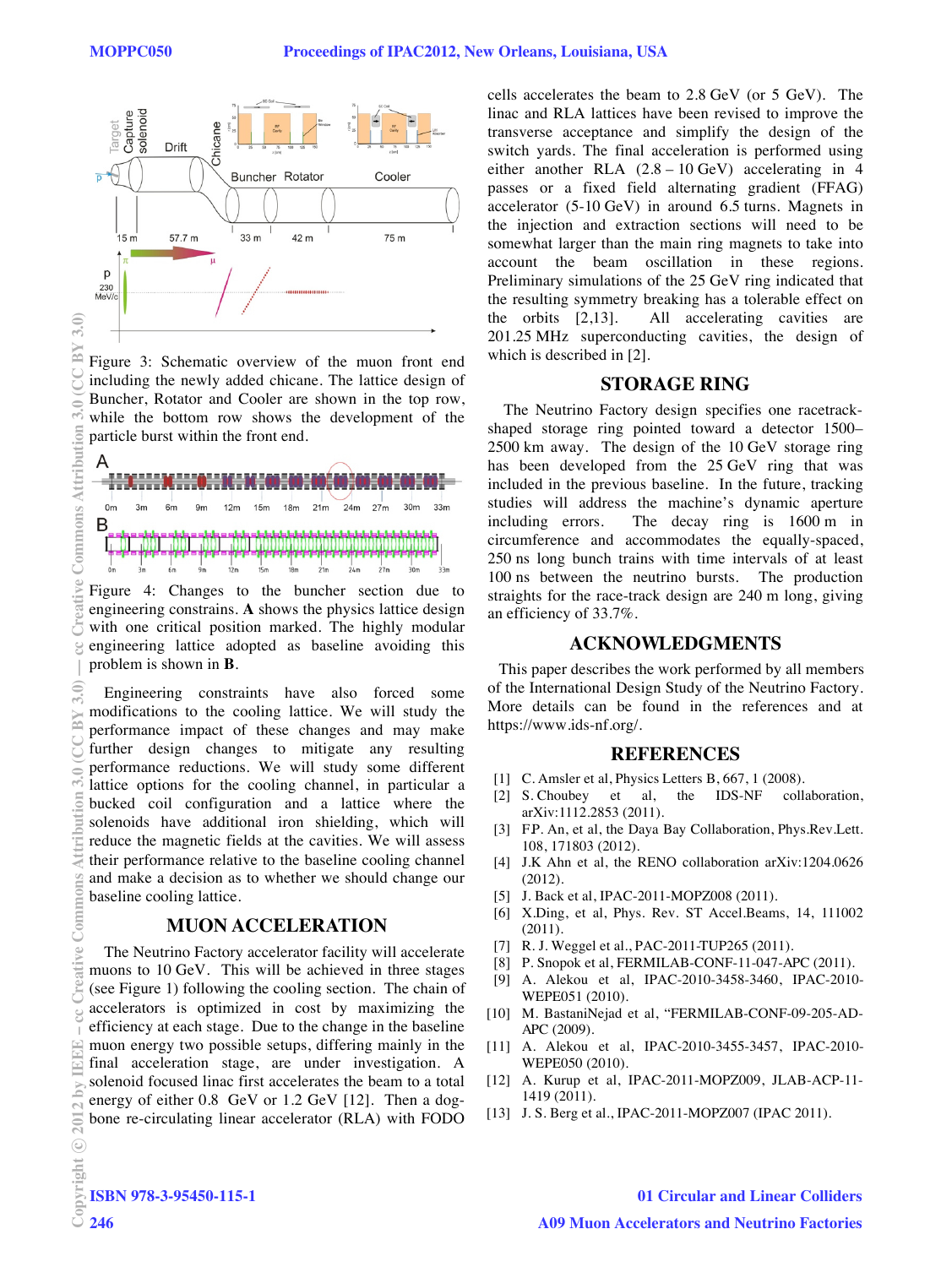Target
Capture solenoid
Drift
Chicane
Buncher Rotator
Cooler
p
15 m
57.7 m
33 m
42 m
75 m
π
μ
p
230 MeV/c

Figure 3: Schematic overview of the muon front end including the newly added chicane. The lattice design of Buncher, Rotator and Cooler are shown in the top row, while the bottom row shows the development of the particle burst within the front end.

A
0m 3m 6m 9m 12m 15m 18m 21m 24m 27m 30m 33m
B
0m 3m 6m 9m 12m 15m 18m 21m 24m 27m 30m 33m

Figure 4: Changes to the buncher section due to engineering constrains. **A** shows the physics lattice design with one critical position marked. The highly modular engineering lattice adopted as baseline avoiding this problem is shown in **B**.

Engineering constraints have also forced some modifications to the cooling lattice. We will study the performance impact of these changes and may make further design changes to mitigate any resulting performance reductions. We will study some different lattice options for the cooling channel, in particular a bucked coil configuration and a lattice where the solenoids have additional iron shielding, which will reduce the magnetic fields at the cavities. We will assess their performance relative to the baseline cooling channel and make a decision as to whether we should change our baseline cooling lattice.

## MUON ACCELERATION

The Neutrino Factory accelerator facility will accelerate muons to 10 GeV. This will be achieved in three stages (see Figure 1) following the cooling section. The chain of accelerators is optimized in cost by maximizing the efficiency at each stage. Due to the change in the baseline muon energy two possible setups, differing mainly in the final acceleration stage, are under investigation. A solenoid focused linac first accelerates the beam to a total energy of either 0.8 GeV or 1.2 GeV [12]. Then a dog-bone re-circulating linear accelerator (RLA) with FODO cells accelerates the beam to 2.8 GeV (or 5 GeV). The linac and RLA lattices have been revised to improve the transverse acceptance and simplify the design of the switch yards. The final acceleration is performed using either another RLA (2.8 – 10 GeV) accelerating in 4 passes or a fixed field alternating gradient (FFAG) accelerator (5-10 GeV) in around 6.5 turns. Magnets in the injection and extraction sections will need to be somewhat larger than the main ring magnets to take into account the beam oscillation in these regions. Preliminary simulations of the 25 GeV ring indicated that the resulting symmetry breaking has a tolerable effect on the orbits [2,13]. All accelerating cavities are 201.25 MHz superconducting cavities, the design of which is described in [2].

## STORAGE RING

The Neutrino Factory design specifies one racetrack-shaped storage ring pointed toward a detector 1500–2500 km away. The design of the 10 GeV storage ring has been developed from the 25 GeV ring that was included in the previous baseline. In the future, tracking studies will address the machine's dynamic aperture including errors. The decay ring is 1600 m in circumference and accommodates the equally-spaced, 250 ns long bunch trains with time intervals of at least 100 ns between the neutrino bursts. The production straights for the race-track design are 240 m long, giving an efficiency of 33.7%.

## ACKNOWLEDGMENTS

This paper describes the work performed by all members of the International Design Study of the Neutrino Factory. More details can be found in the references and at https://www.ids-nf.org/.

## REFERENCES

[1] C. Amsler et al, Physics Letters B, 667, 1 (2008).
[2] S. Choubey et al, the IDS-NF collaboration, arXiv:1112.2853 (2011).
[3] FP. An, et al, the Daya Bay Collaboration, Phys.Rev.Lett. 108, 171803 (2012).
[4] J.K Ahn et al, the RENO collaboration arXiv:1204.0626 (2012).
[5] J. Back et al, IPAC-2011-MOPZ008 (2011).
[6] X.Ding, et al, Phys. Rev. ST Accel.Beams, 14, 111002 (2011).
[7] R. J. Weggel et al., PAC-2011-TUP265 (2011).
[8] P. Snopok et al, FERMILAB-CONF-11-047-APC (2011).
[9] A. Alekou et al, IPAC-2010-3458-3460, IPAC-2010-WEPE051 (2010).
[10] M. BastaniNejad et al, "FERMILAB-CONF-09-205-AD-APC (2009).
[11] A. Alekou et al, IPAC-2010-3455-3457, IPAC-2010-WEPE050 (2010).
[12] A. Kurup et al, IPAC-2011-MOPZ009, JLAB-ACP-11-1419 (2011).
[13] J. S. Berg et al., IPAC-2011-MOPZ007 (IPAC 2011).